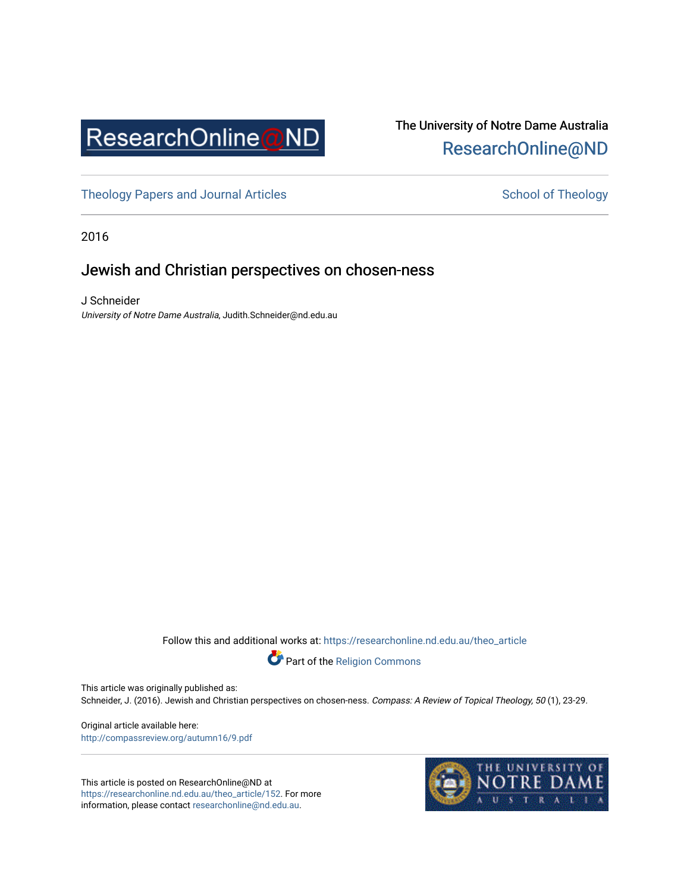ResearchOnline@ND

The University of Notre Dame Australia
ResearchOnline@ND

Theology Papers and Journal Articles

School of Theology

2016

# Jewish and Christian perspectives on chosen-ness

J Schneider
*University of Notre Dame Australia*, Judith.Schneider@nd.edu.au

Follow this and additional works at: https://researchonline.nd.edu.au/theo_article

Part of the Religion Commons

This article was originally published as:
Schneider, J. (2016). Jewish and Christian perspectives on chosen-ness. *Compass: A Review of Topical Theology, 50* (1), 23-29.

Original article available here:
http://compassreview.org/autumn16/9.pdf

This article is posted on ResearchOnline@ND at https://researchonline.nd.edu.au/theo_article/152. For more information, please contact researchonline@nd.edu.au.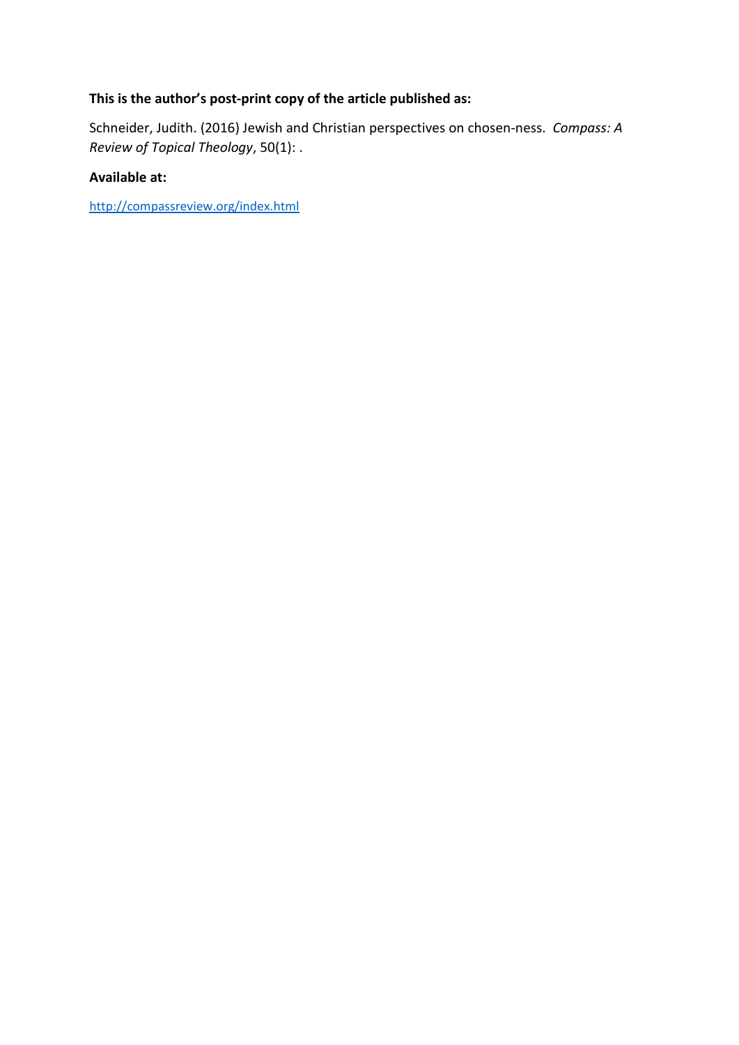**This is the author's post-print copy of the article published as:**

Schneider, Judith. (2016) Jewish and Christian perspectives on chosen-ness. *Compass: A Review of Topical Theology*, 50(1): .

**Available at:**

http://compassreview.org/index.html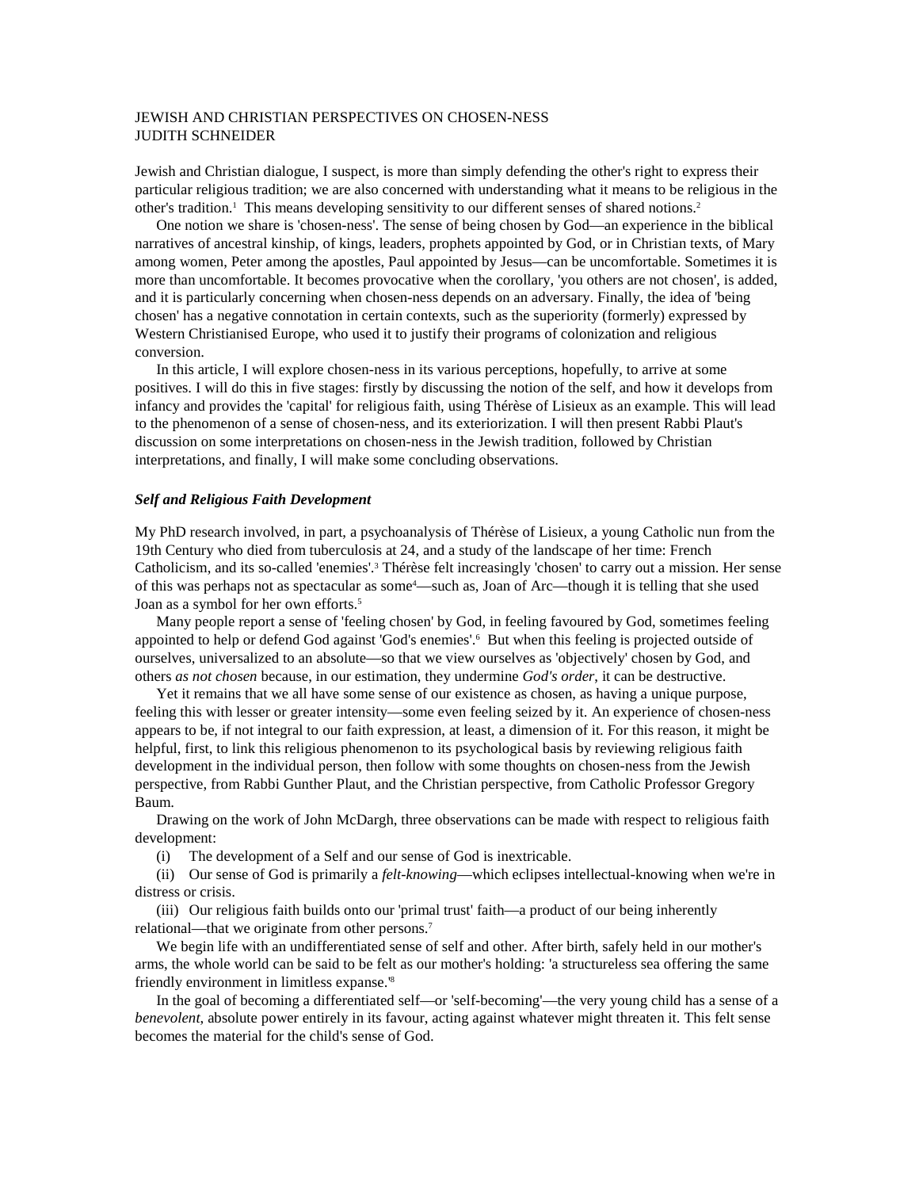JEWISH AND CHRISTIAN PERSPECTIVES ON CHOSEN-NESS
JUDITH SCHNEIDER

Jewish and Christian dialogue, I suspect, is more than simply defending the other's right to express their particular religious tradition; we are also concerned with understanding what it means to be religious in the other's tradition.[1] This means developing sensitivity to our different senses of shared notions.[2]

One notion we share is 'chosen-ness'. The sense of being chosen by God—an experience in the biblical narratives of ancestral kinship, of kings, leaders, prophets appointed by God, or in Christian texts, of Mary among women, Peter among the apostles, Paul appointed by Jesus—can be uncomfortable. Sometimes it is more than uncomfortable. It becomes provocative when the corollary, 'you others are not chosen', is added, and it is particularly concerning when chosen-ness depends on an adversary. Finally, the idea of 'being chosen' has a negative connotation in certain contexts, such as the superiority (formerly) expressed by Western Christianised Europe, who used it to justify their programs of colonization and religious conversion.

In this article, I will explore chosen-ness in its various perceptions, hopefully, to arrive at some positives. I will do this in five stages: firstly by discussing the notion of the self, and how it develops from infancy and provides the 'capital' for religious faith, using Thérèse of Lisieux as an example. This will lead to the phenomenon of a sense of chosen-ness, and its exteriorization. I will then present Rabbi Plaut's discussion on some interpretations on chosen-ness in the Jewish tradition, followed by Christian interpretations, and finally, I will make some concluding observations.

***Self and Religious Faith Development***

My PhD research involved, in part, a psychoanalysis of Thérèse of Lisieux, a young Catholic nun from the 19th Century who died from tuberculosis at 24, and a study of the landscape of her time: French Catholicism, and its so-called 'enemies'.[3] Thérèse felt increasingly 'chosen' to carry out a mission. Her sense of this was perhaps not as spectacular as some[4]—such as, Joan of Arc—though it is telling that she used Joan as a symbol for her own efforts.[5]

Many people report a sense of 'feeling chosen' by God, in feeling favoured by God, sometimes feeling appointed to help or defend God against 'God's enemies'.[6] But when this feeling is projected outside of ourselves, universalized to an absolute—so that we view ourselves as 'objectively' chosen by God, and others *as not chosen* because, in our estimation, they undermine *God's order*, it can be destructive.

Yet it remains that we all have some sense of our existence as chosen, as having a unique purpose, feeling this with lesser or greater intensity—some even feeling seized by it. An experience of chosen-ness appears to be, if not integral to our faith expression, at least, a dimension of it. For this reason, it might be helpful, first, to link this religious phenomenon to its psychological basis by reviewing religious faith development in the individual person, then follow with some thoughts on chosen-ness from the Jewish perspective, from Rabbi Gunther Plaut, and the Christian perspective, from Catholic Professor Gregory Baum.

Drawing on the work of John McDargh, three observations can be made with respect to religious faith development:

(i) The development of a Self and our sense of God is inextricable.

(ii) Our sense of God is primarily a *felt-knowing*—which eclipses intellectual-knowing when we're in distress or crisis.

(iii) Our religious faith builds onto our 'primal trust' faith—a product of our being inherently relational—that we originate from other persons.[7]

We begin life with an undifferentiated sense of self and other. After birth, safely held in our mother's arms, the whole world can be said to be felt as our mother's holding: 'a structureless sea offering the same friendly environment in limitless expanse.'[8]

In the goal of becoming a differentiated self—or 'self-becoming'—the very young child has a sense of a *benevolent*, absolute power entirely in its favour, acting against whatever might threaten it. This felt sense becomes the material for the child's sense of God.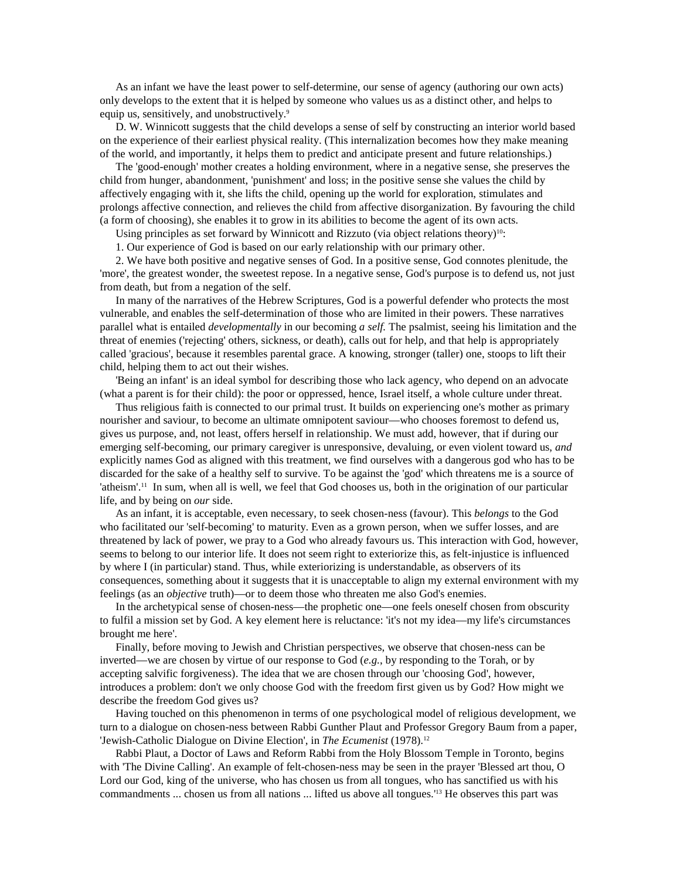As an infant we have the least power to self-determine, our sense of agency (authoring our own acts) only develops to the extent that it is helped by someone who values us as a distinct other, and helps to equip us, sensitively, and unobstructively.[9]

D. W. Winnicott suggests that the child develops a sense of self by constructing an interior world based on the experience of their earliest physical reality. (This internalization becomes how they make meaning of the world, and importantly, it helps them to predict and anticipate present and future relationships.)

The 'good-enough' mother creates a holding environment, where in a negative sense, she preserves the child from hunger, abandonment, 'punishment' and loss; in the positive sense she values the child by affectively engaging with it, she lifts the child, opening up the world for exploration, stimulates and prolongs affective connection, and relieves the child from affective disorganization. By favouring the child (a form of choosing), she enables it to grow in its abilities to become the agent of its own acts.

Using principles as set forward by Winnicott and Rizzuto (via object relations theory)[10]:

1. Our experience of God is based on our early relationship with our primary other.

2. We have both positive and negative senses of God. In a positive sense, God connotes plenitude, the 'more', the greatest wonder, the sweetest repose. In a negative sense, God's purpose is to defend us, not just from death, but from a negation of the self.

In many of the narratives of the Hebrew Scriptures, God is a powerful defender who protects the most vulnerable, and enables the self-determination of those who are limited in their powers. These narratives parallel what is entailed *developmentally* in our becoming *a self.* The psalmist, seeing his limitation and the threat of enemies ('rejecting' others, sickness, or death), calls out for help, and that help is appropriately called 'gracious', because it resembles parental grace. A knowing, stronger (taller) one, stoops to lift their child, helping them to act out their wishes.

'Being an infant' is an ideal symbol for describing those who lack agency, who depend on an advocate (what a parent is for their child): the poor or oppressed, hence, Israel itself, a whole culture under threat.

Thus religious faith is connected to our primal trust. It builds on experiencing one's mother as primary nourisher and saviour, to become an ultimate omnipotent saviour—who chooses foremost to defend us, gives us purpose, and, not least, offers herself in relationship. We must add, however, that if during our emerging self-becoming, our primary caregiver is unresponsive, devaluing, or even violent toward us, *and* explicitly names God as aligned with this treatment, we find ourselves with a dangerous god who has to be discarded for the sake of a healthy self to survive. To be against the 'god' which threatens me is a source of 'atheism'.[11] In sum, when all is well, we feel that God chooses us, both in the origination of our particular life, and by being on *our* side.

As an infant, it is acceptable, even necessary, to seek chosen-ness (favour). This *belongs* to the God who facilitated our 'self-becoming' to maturity. Even as a grown person, when we suffer losses, and are threatened by lack of power, we pray to a God who already favours us. This interaction with God, however, seems to belong to our interior life. It does not seem right to exteriorize this, as felt-injustice is influenced by where I (in particular) stand. Thus, while exteriorizing is understandable, as observers of its consequences, something about it suggests that it is unacceptable to align my external environment with my feelings (as an *objective* truth)—or to deem those who threaten me also God's enemies.

In the archetypical sense of chosen-ness—the prophetic one—one feels oneself chosen from obscurity to fulfil a mission set by God. A key element here is reluctance: 'it's not my idea—my life's circumstances brought me here'.

Finally, before moving to Jewish and Christian perspectives, we observe that chosen-ness can be inverted—we are chosen by virtue of our response to God (*e.g.*, by responding to the Torah, or by accepting salvific forgiveness). The idea that we are chosen through our 'choosing God', however, introduces a problem: don't we only choose God with the freedom first given us by God? How might we describe the freedom God gives us?

Having touched on this phenomenon in terms of one psychological model of religious development, we turn to a dialogue on chosen-ness between Rabbi Gunther Plaut and Professor Gregory Baum from a paper, 'Jewish-Catholic Dialogue on Divine Election', in *The Ecumenist* (1978).[12]

Rabbi Plaut, a Doctor of Laws and Reform Rabbi from the Holy Blossom Temple in Toronto, begins with 'The Divine Calling'. An example of felt-chosen-ness may be seen in the prayer 'Blessed art thou, O Lord our God, king of the universe, who has chosen us from all tongues, who has sanctified us with his commandments ... chosen us from all nations ... lifted us above all tongues.'[13] He observes this part was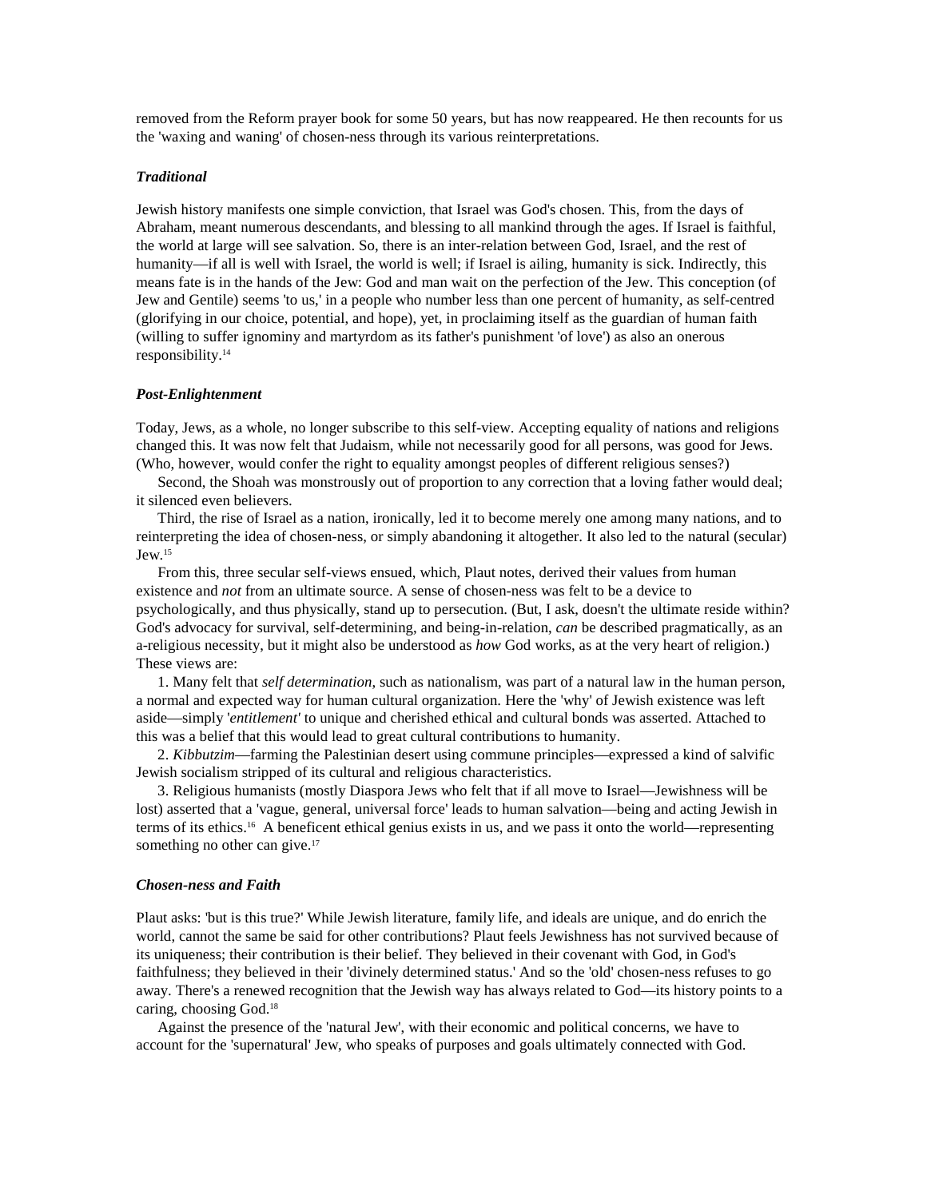removed from the Reform prayer book for some 50 years, but has now reappeared. He then recounts for us the 'waxing and waning' of chosen-ness through its various reinterpretations.

### *Traditional*

Jewish history manifests one simple conviction, that Israel was God's chosen. This, from the days of Abraham, meant numerous descendants, and blessing to all mankind through the ages. If Israel is faithful, the world at large will see salvation. So, there is an inter-relation between God, Israel, and the rest of humanity—if all is well with Israel, the world is well; if Israel is ailing, humanity is sick. Indirectly, this means fate is in the hands of the Jew: God and man wait on the perfection of the Jew. This conception (of Jew and Gentile) seems 'to us,' in a people who number less than one percent of humanity, as self-centred (glorifying in our choice, potential, and hope), yet, in proclaiming itself as the guardian of human faith (willing to suffer ignominy and martyrdom as its father's punishment 'of love') as also an onerous responsibility.[14]

### *Post-Enlightenment*

Today, Jews, as a whole, no longer subscribe to this self-view. Accepting equality of nations and religions changed this. It was now felt that Judaism, while not necessarily good for all persons, was good for Jews. (Who, however, would confer the right to equality amongst peoples of different religious senses?)

Second, the Shoah was monstrously out of proportion to any correction that a loving father would deal; it silenced even believers.

Third, the rise of Israel as a nation, ironically, led it to become merely one among many nations, and to reinterpreting the idea of chosen-ness, or simply abandoning it altogether. It also led to the natural (secular) Jew.[15]

From this, three secular self-views ensued, which, Plaut notes, derived their values from human existence and *not* from an ultimate source. A sense of chosen-ness was felt to be a device to psychologically, and thus physically, stand up to persecution. (But, I ask, doesn't the ultimate reside within? God's advocacy for survival, self-determining, and being-in-relation, *can* be described pragmatically, as an a-religious necessity, but it might also be understood as *how* God works, as at the very heart of religion.) These views are:

1. Many felt that *self determination*, such as nationalism, was part of a natural law in the human person, a normal and expected way for human cultural organization. Here the 'why' of Jewish existence was left aside—simply '*entitlement'* to unique and cherished ethical and cultural bonds was asserted. Attached to this was a belief that this would lead to great cultural contributions to humanity.
2. *Kibbutzim*—farming the Palestinian desert using commune principles—expressed a kind of salvific Jewish socialism stripped of its cultural and religious characteristics.
3. Religious humanists (mostly Diaspora Jews who felt that if all move to Israel—Jewishness will be lost) asserted that a 'vague, general, universal force' leads to human salvation—being and acting Jewish in terms of its ethics.[16] A beneficent ethical genius exists in us, and we pass it onto the world—representing something no other can give.[17]

### *Chosen-ness and Faith*

Plaut asks: 'but is this true?' While Jewish literature, family life, and ideals are unique, and do enrich the world, cannot the same be said for other contributions? Plaut feels Jewishness has not survived because of its uniqueness; their contribution is their belief. They believed in their covenant with God, in God's faithfulness; they believed in their 'divinely determined status.' And so the 'old' chosen-ness refuses to go away. There's a renewed recognition that the Jewish way has always related to God—its history points to a caring, choosing God.[18]

Against the presence of the 'natural Jew', with their economic and political concerns, we have to account for the 'supernatural' Jew, who speaks of purposes and goals ultimately connected with God.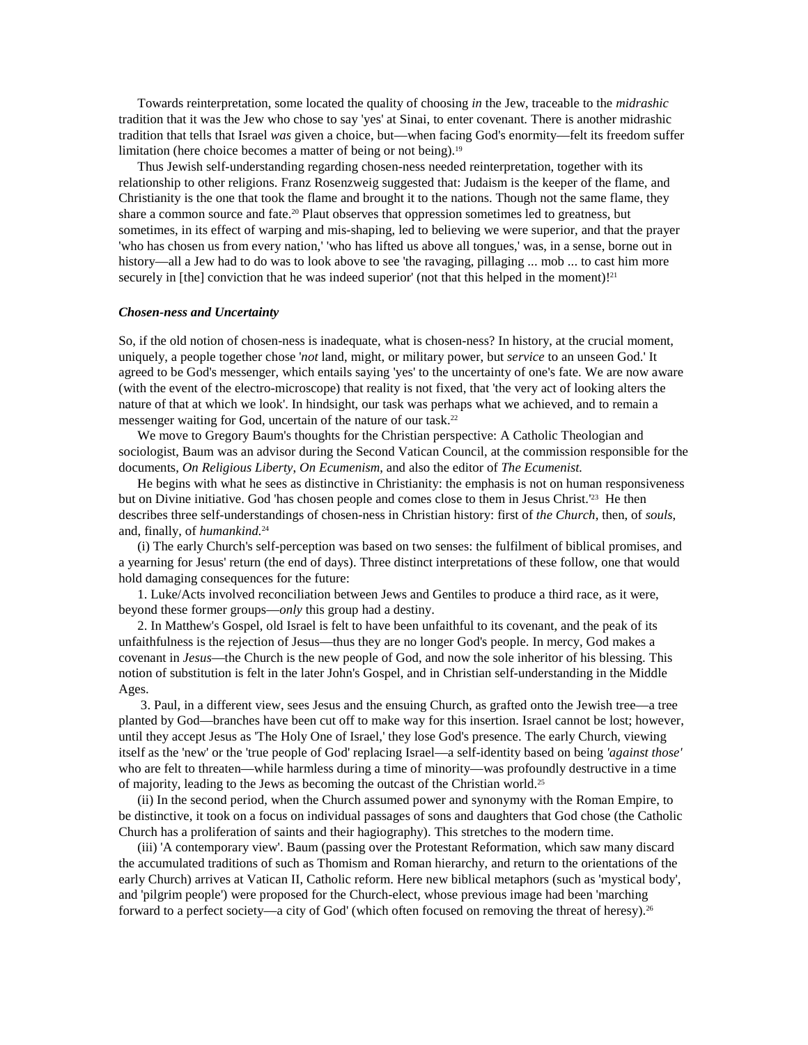Towards reinterpretation, some located the quality of choosing *in* the Jew, traceable to the *midrashic* tradition that it was the Jew who chose to say 'yes' at Sinai, to enter covenant. There is another midrashic tradition that tells that Israel *was* given a choice, but—when facing God's enormity—felt its freedom suffer limitation (here choice becomes a matter of being or not being).[19]

Thus Jewish self-understanding regarding chosen-ness needed reinterpretation, together with its relationship to other religions. Franz Rosenzweig suggested that: Judaism is the keeper of the flame, and Christianity is the one that took the flame and brought it to the nations. Though not the same flame, they share a common source and fate.[20] Plaut observes that oppression sometimes led to greatness, but sometimes, in its effect of warping and mis-shaping, led to believing we were superior, and that the prayer 'who has chosen us from every nation,' 'who has lifted us above all tongues,' was, in a sense, borne out in history—all a Jew had to do was to look above to see 'the ravaging, pillaging ... mob ... to cast him more securely in [the] conviction that he was indeed superior' (not that this helped in the moment)![21]

### *Chosen-ness and Uncertainty*

So, if the old notion of chosen-ness is inadequate, what is chosen-ness? In history, at the crucial moment, uniquely, a people together chose '*not* land, might, or military power, but *service* to an unseen God.' It agreed to be God's messenger, which entails saying 'yes' to the uncertainty of one's fate. We are now aware (with the event of the electro-microscope) that reality is not fixed, that 'the very act of looking alters the nature of that at which we look'. In hindsight, our task was perhaps what we achieved, and to remain a messenger waiting for God, uncertain of the nature of our task.[22]

We move to Gregory Baum's thoughts for the Christian perspective: A Catholic Theologian and sociologist, Baum was an advisor during the Second Vatican Council, at the commission responsible for the documents, *On Religious Liberty*, *On Ecumenism,* and also the editor of *The Ecumenist.*

He begins with what he sees as distinctive in Christianity: the emphasis is not on human responsiveness but on Divine initiative. God 'has chosen people and comes close to them in Jesus Christ.'[23] He then describes three self-understandings of chosen-ness in Christian history: first of *the Church*, then, of *souls*, and, finally, of *humankind*.[24]

(i) The early Church's self-perception was based on two senses: the fulfilment of biblical promises, and a yearning for Jesus' return (the end of days). Three distinct interpretations of these follow, one that would hold damaging consequences for the future:

1. Luke/Acts involved reconciliation between Jews and Gentiles to produce a third race, as it were, beyond these former groups—*only* this group had a destiny.

2. In Matthew's Gospel, old Israel is felt to have been unfaithful to its covenant, and the peak of its unfaithfulness is the rejection of Jesus—thus they are no longer God's people. In mercy, God makes a covenant in *Jesus*—the Church is the new people of God, and now the sole inheritor of his blessing. This notion of substitution is felt in the later John's Gospel, and in Christian self-understanding in the Middle Ages.

3. Paul, in a different view, sees Jesus and the ensuing Church, as grafted onto the Jewish tree—a tree planted by God—branches have been cut off to make way for this insertion. Israel cannot be lost; however, until they accept Jesus as 'The Holy One of Israel,' they lose God's presence. The early Church, viewing itself as the 'new' or the 'true people of God' replacing Israel—a self-identity based on being *'against those'* who are felt to threaten—while harmless during a time of minority—was profoundly destructive in a time of majority, leading to the Jews as becoming the outcast of the Christian world.[25]

(ii) In the second period, when the Church assumed power and synonymy with the Roman Empire, to be distinctive, it took on a focus on individual passages of sons and daughters that God chose (the Catholic Church has a proliferation of saints and their hagiography). This stretches to the modern time.

(iii) 'A contemporary view'. Baum (passing over the Protestant Reformation, which saw many discard the accumulated traditions of such as Thomism and Roman hierarchy, and return to the orientations of the early Church) arrives at Vatican II, Catholic reform. Here new biblical metaphors (such as 'mystical body', and 'pilgrim people') were proposed for the Church-elect, whose previous image had been 'marching forward to a perfect society—a city of God' (which often focused on removing the threat of heresy).[26]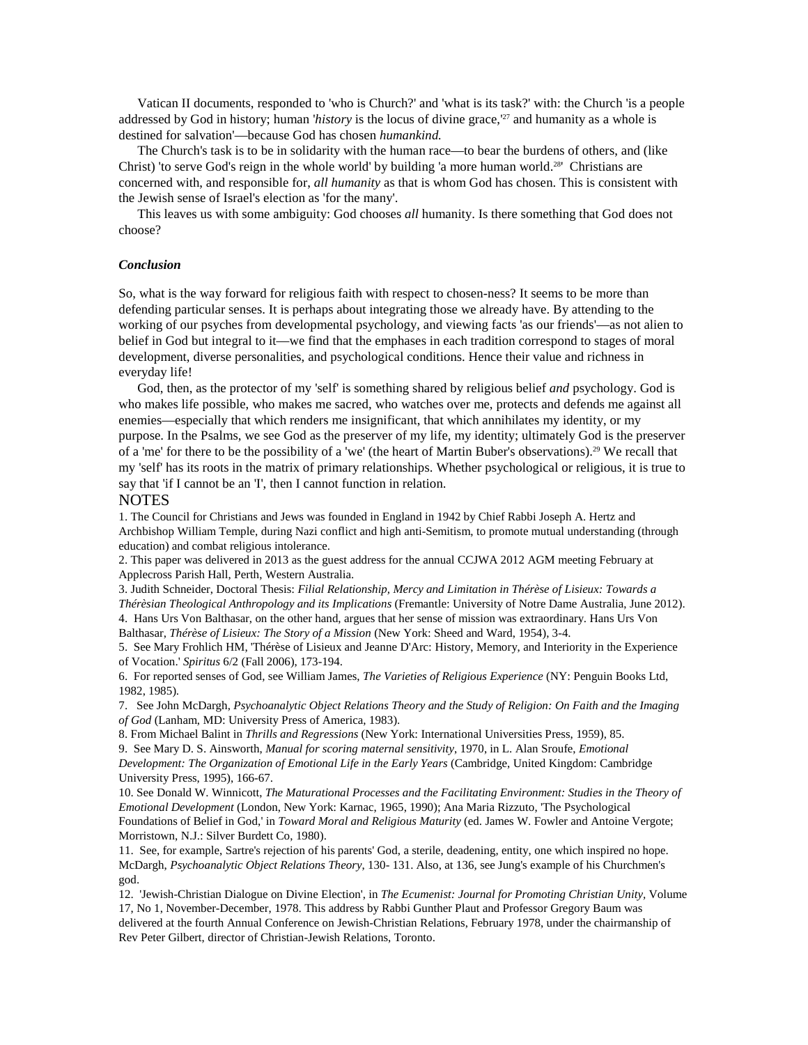Vatican II documents, responded to 'who is Church?' and 'what is its task?' with: the Church 'is a people addressed by God in history; human '*history* is the locus of divine grace,'[27] and humanity as a whole is destined for salvation'—because God has chosen *humankind.*

The Church's task is to be in solidarity with the human race—to bear the burdens of others, and (like Christ) 'to serve God's reign in the whole world' by building 'a more human world.[28]' Christians are concerned with, and responsible for, *all humanity* as that is whom God has chosen. This is consistent with the Jewish sense of Israel's election as 'for the many'.

This leaves us with some ambiguity: God chooses *all* humanity. Is there something that God does not choose?

***Conclusion***

So, what is the way forward for religious faith with respect to chosen-ness? It seems to be more than defending particular senses. It is perhaps about integrating those we already have. By attending to the working of our psyches from developmental psychology, and viewing facts 'as our friends'—as not alien to belief in God but integral to it—we find that the emphases in each tradition correspond to stages of moral development, diverse personalities, and psychological conditions. Hence their value and richness in everyday life!

God, then, as the protector of my 'self' is something shared by religious belief *and* psychology. God is who makes life possible, who makes me sacred, who watches over me, protects and defends me against all enemies—especially that which renders me insignificant, that which annihilates my identity, or my purpose. In the Psalms, we see God as the preserver of my life, my identity; ultimately God is the preserver of a 'me' for there to be the possibility of a 'we' (the heart of Martin Buber's observations).[29] We recall that my 'self' has its roots in the matrix of primary relationships. Whether psychological or religious, it is true to say that 'if I cannot be an 'I', then I cannot function in relation.

NOTES

1. The Council for Christians and Jews was founded in England in 1942 by Chief Rabbi Joseph A. Hertz and Archbishop William Temple, during Nazi conflict and high anti-Semitism, to promote mutual understanding (through education) and combat religious intolerance.

2. This paper was delivered in 2013 as the guest address for the annual CCJWA 2012 AGM meeting February at Applecross Parish Hall, Perth, Western Australia.

3. Judith Schneider, Doctoral Thesis: *Filial Relationship, Mercy and Limitation in Thérèse of Lisieux: Towards a Thérèsian Theological Anthropology and its Implications* (Fremantle: University of Notre Dame Australia, June 2012).

4. Hans Urs Von Balthasar, on the other hand, argues that her sense of mission was extraordinary. Hans Urs Von Balthasar, *Thérèse of Lisieux: The Story of a Mission* (New York: Sheed and Ward, 1954), 3-4.

5. See Mary Frohlich HM, 'Thérèse of Lisieux and Jeanne D'Arc: History, Memory, and Interiority in the Experience of Vocation.' *Spiritus* 6/2 (Fall 2006), 173-194.

6. For reported senses of God, see William James, *The Varieties of Religious Experience* (NY: Penguin Books Ltd, 1982, 1985).

7. See John McDargh, *Psychoanalytic Object Relations Theory and the Study of Religion: On Faith and the Imaging of God* (Lanham, MD: University Press of America, 1983).

8. From Michael Balint in *Thrills and Regressions* (New York: International Universities Press, 1959), 85.

9. See Mary D. S. Ainsworth, *Manual for scoring maternal sensitivity*, 1970, in L. Alan Sroufe, *Emotional Development: The Organization of Emotional Life in the Early Years* (Cambridge, United Kingdom: Cambridge University Press, 1995), 166-67.

10. See Donald W. Winnicott, *The Maturational Processes and the Facilitating Environment: Studies in the Theory of Emotional Development* (London, New York: Karnac, 1965, 1990); Ana Maria Rizzuto, 'The Psychological Foundations of Belief in God,' in *Toward Moral and Religious Maturity* (ed. James W. Fowler and Antoine Vergote; Morristown, N.J.: Silver Burdett Co, 1980).

11. See, for example, Sartre's rejection of his parents' God, a sterile, deadening, entity, one which inspired no hope. McDargh, *Psychoanalytic Object Relations Theory*, 130- 131. Also, at 136, see Jung's example of his Churchmen's god.

12. 'Jewish-Christian Dialogue on Divine Election', in *The Ecumenist: Journal for Promoting Christian Unity*, Volume 17, No 1, November-December, 1978. This address by Rabbi Gunther Plaut and Professor Gregory Baum was delivered at the fourth Annual Conference on Jewish-Christian Relations, February 1978, under the chairmanship of Rev Peter Gilbert, director of Christian-Jewish Relations, Toronto.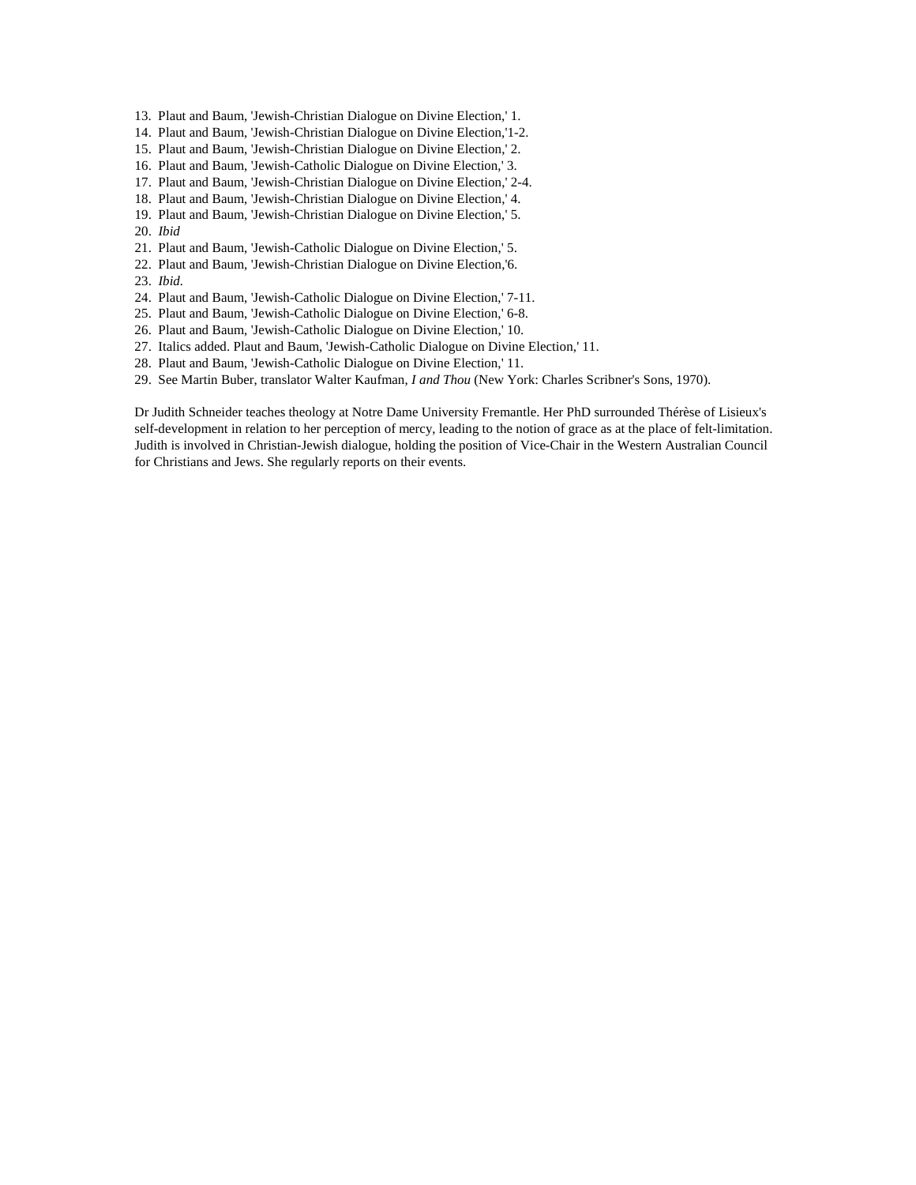13. Plaut and Baum, 'Jewish-Christian Dialogue on Divine Election,' 1.
14. Plaut and Baum, 'Jewish-Christian Dialogue on Divine Election,'1-2.
15. Plaut and Baum, 'Jewish-Christian Dialogue on Divine Election,' 2.
16. Plaut and Baum, 'Jewish-Catholic Dialogue on Divine Election,' 3.
17. Plaut and Baum, 'Jewish-Christian Dialogue on Divine Election,' 2-4.
18. Plaut and Baum, 'Jewish-Christian Dialogue on Divine Election,' 4.
19. Plaut and Baum, 'Jewish-Christian Dialogue on Divine Election,' 5.
20. *Ibid*
21. Plaut and Baum, 'Jewish-Catholic Dialogue on Divine Election,' 5.
22. Plaut and Baum, 'Jewish-Christian Dialogue on Divine Election,'6.
23. *Ibid.*
24. Plaut and Baum, 'Jewish-Catholic Dialogue on Divine Election,' 7-11.
25. Plaut and Baum, 'Jewish-Catholic Dialogue on Divine Election,' 6-8.
26. Plaut and Baum, 'Jewish-Catholic Dialogue on Divine Election,' 10.
27. Italics added. Plaut and Baum, 'Jewish-Catholic Dialogue on Divine Election,' 11.
28. Plaut and Baum, 'Jewish-Catholic Dialogue on Divine Election,' 11.
29. See Martin Buber, translator Walter Kaufman, *I and Thou* (New York: Charles Scribner's Sons, 1970).

Dr Judith Schneider teaches theology at Notre Dame University Fremantle. Her PhD surrounded Thérèse of Lisieux's self-development in relation to her perception of mercy, leading to the notion of grace as at the place of felt-limitation. Judith is involved in Christian-Jewish dialogue, holding the position of Vice-Chair in the Western Australian Council for Christians and Jews. She regularly reports on their events.